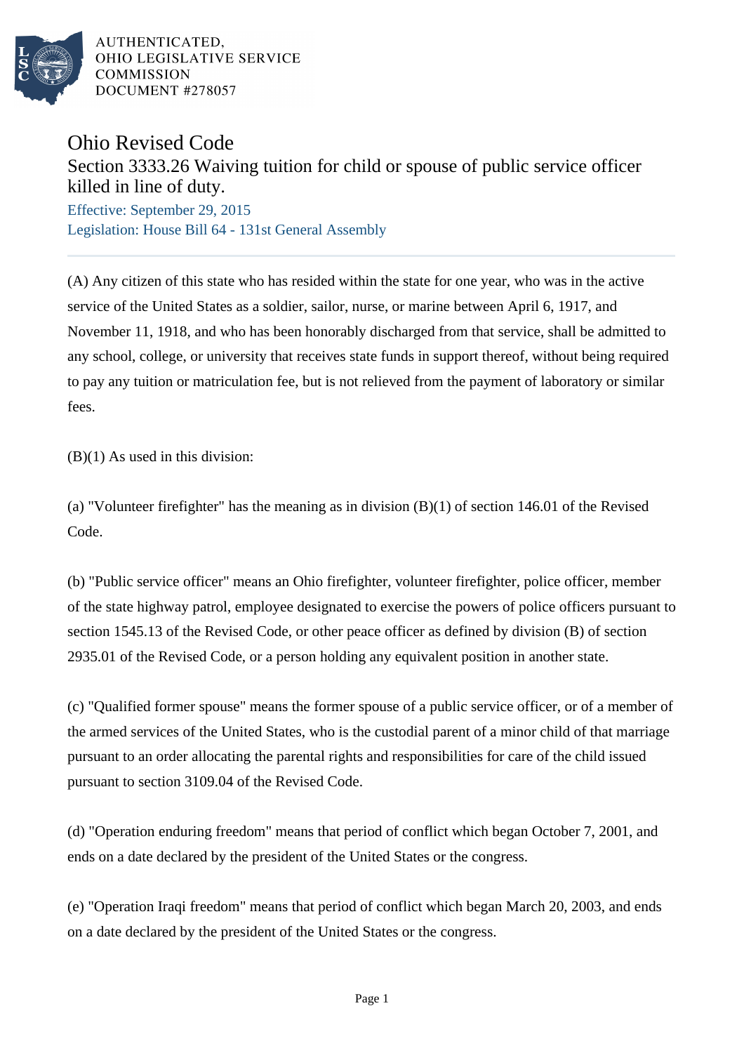AUTHENTICATED,
OHIO LEGISLATIVE SERVICE
COMMISSION
DOCUMENT #278057

# Ohio Revised Code

## Section 3333.26 Waiving tuition for child or spouse of public service officer killed in line of duty.

Effective: September 29, 2015
Legislation: House Bill 64 - 131st General Assembly

(A) Any citizen of this state who has resided within the state for one year, who was in the active service of the United States as a soldier, sailor, nurse, or marine between April 6, 1917, and November 11, 1918, and who has been honorably discharged from that service, shall be admitted to any school, college, or university that receives state funds in support thereof, without being required to pay any tuition or matriculation fee, but is not relieved from the payment of laboratory or similar fees.

(B)(1) As used in this division:

(a) "Volunteer firefighter" has the meaning as in division (B)(1) of section 146.01 of the Revised Code.

(b) "Public service officer" means an Ohio firefighter, volunteer firefighter, police officer, member of the state highway patrol, employee designated to exercise the powers of police officers pursuant to section 1545.13 of the Revised Code, or other peace officer as defined by division (B) of section 2935.01 of the Revised Code, or a person holding any equivalent position in another state.

(c) "Qualified former spouse" means the former spouse of a public service officer, or of a member of the armed services of the United States, who is the custodial parent of a minor child of that marriage pursuant to an order allocating the parental rights and responsibilities for care of the child issued pursuant to section 3109.04 of the Revised Code.

(d) "Operation enduring freedom" means that period of conflict which began October 7, 2001, and ends on a date declared by the president of the United States or the congress.

(e) "Operation Iraqi freedom" means that period of conflict which began March 20, 2003, and ends on a date declared by the president of the United States or the congress.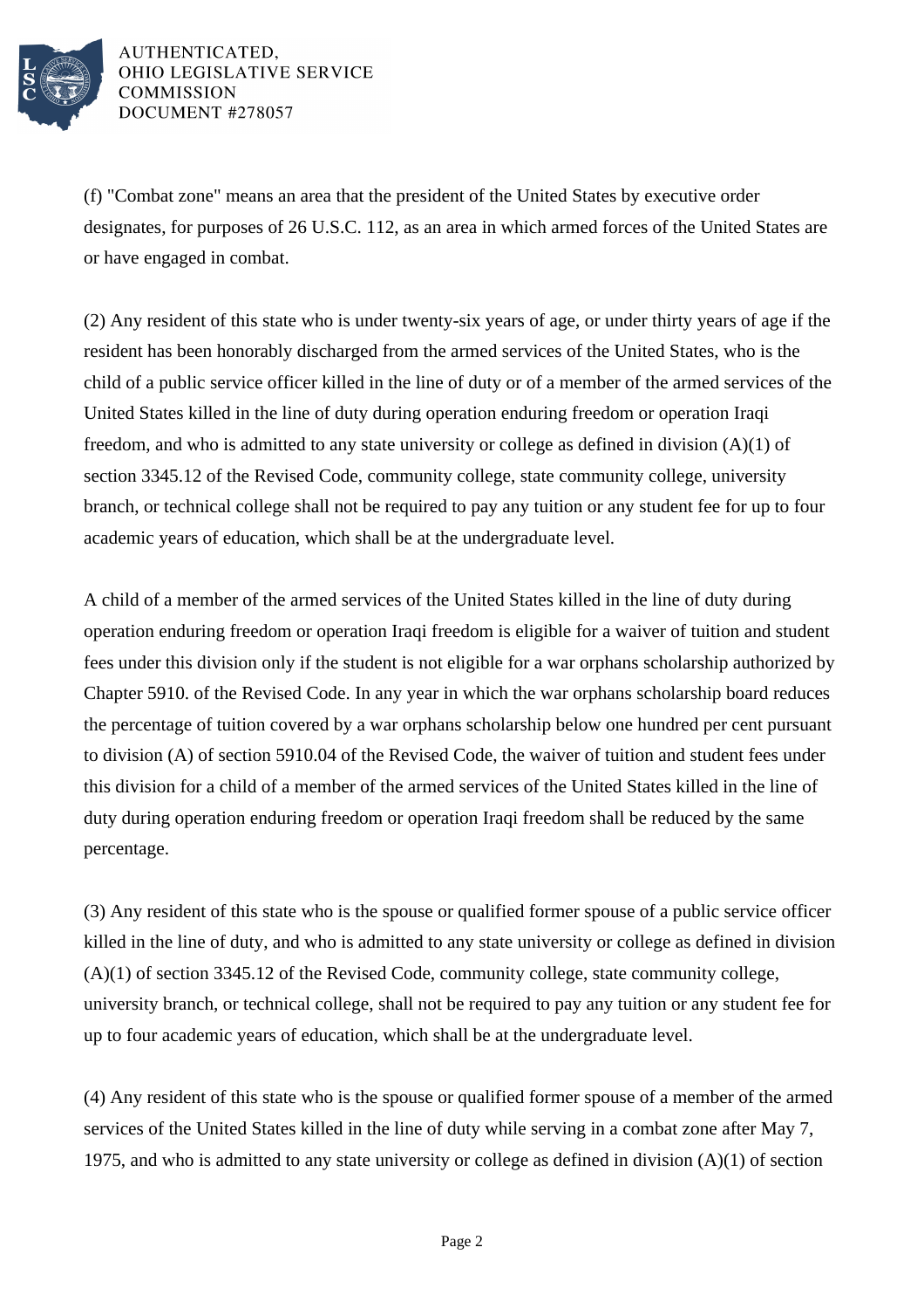(f) "Combat zone" means an area that the president of the United States by executive order designates, for purposes of 26 U.S.C. 112, as an area in which armed forces of the United States are or have engaged in combat.

(2) Any resident of this state who is under twenty-six years of age, or under thirty years of age if the resident has been honorably discharged from the armed services of the United States, who is the child of a public service officer killed in the line of duty or of a member of the armed services of the United States killed in the line of duty during operation enduring freedom or operation Iraqi freedom, and who is admitted to any state university or college as defined in division (A)(1) of section 3345.12 of the Revised Code, community college, state community college, university branch, or technical college shall not be required to pay any tuition or any student fee for up to four academic years of education, which shall be at the undergraduate level.

A child of a member of the armed services of the United States killed in the line of duty during operation enduring freedom or operation Iraqi freedom is eligible for a waiver of tuition and student fees under this division only if the student is not eligible for a war orphans scholarship authorized by Chapter 5910. of the Revised Code. In any year in which the war orphans scholarship board reduces the percentage of tuition covered by a war orphans scholarship below one hundred per cent pursuant to division (A) of section 5910.04 of the Revised Code, the waiver of tuition and student fees under this division for a child of a member of the armed services of the United States killed in the line of duty during operation enduring freedom or operation Iraqi freedom shall be reduced by the same percentage.

(3) Any resident of this state who is the spouse or qualified former spouse of a public service officer killed in the line of duty, and who is admitted to any state university or college as defined in division (A)(1) of section 3345.12 of the Revised Code, community college, state community college, university branch, or technical college, shall not be required to pay any tuition or any student fee for up to four academic years of education, which shall be at the undergraduate level.

(4) Any resident of this state who is the spouse or qualified former spouse of a member of the armed services of the United States killed in the line of duty while serving in a combat zone after May 7, 1975, and who is admitted to any state university or college as defined in division (A)(1) of section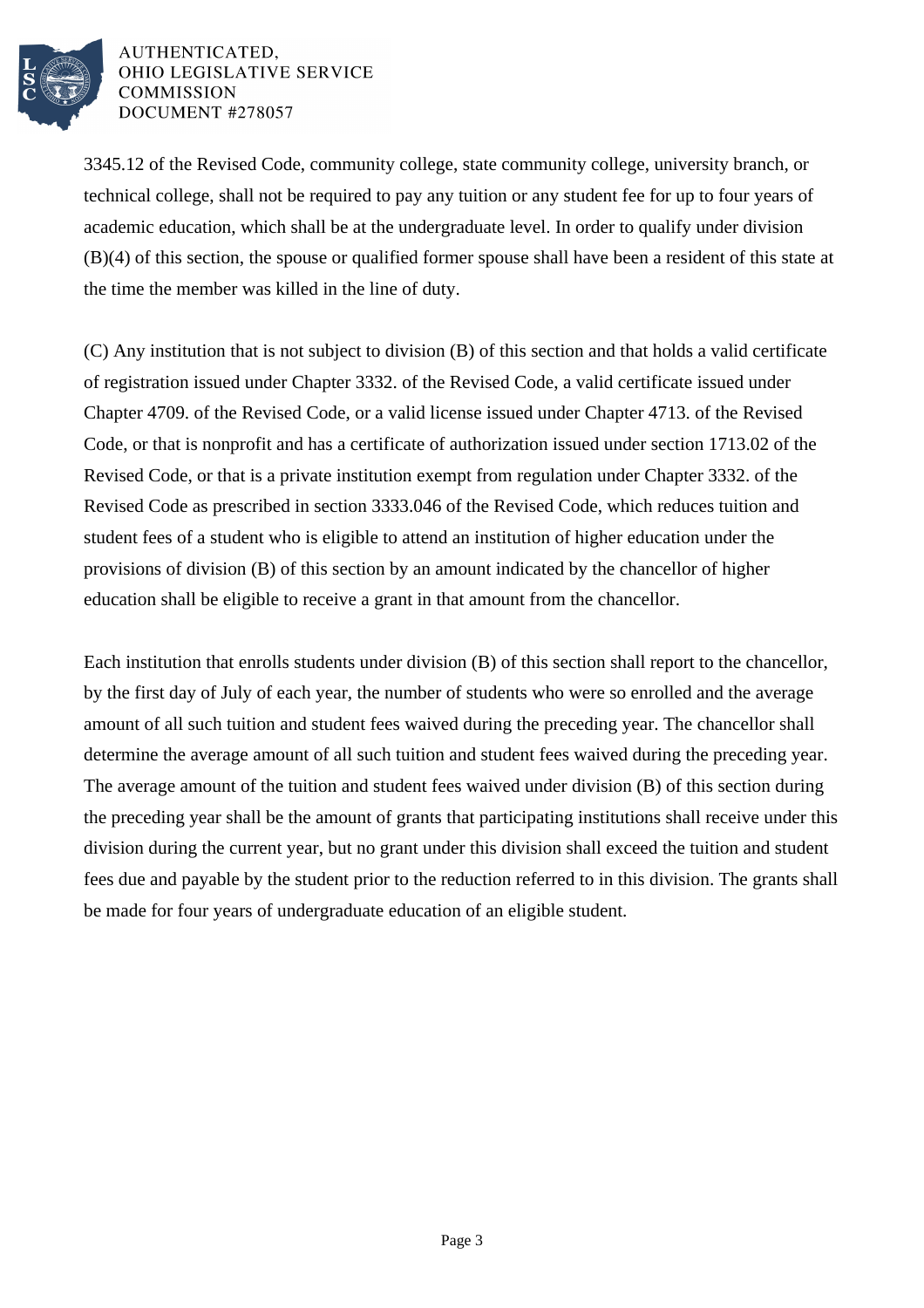3345.12 of the Revised Code, community college, state community college, university branch, or technical college, shall not be required to pay any tuition or any student fee for up to four years of academic education, which shall be at the undergraduate level. In order to qualify under division (B)(4) of this section, the spouse or qualified former spouse shall have been a resident of this state at the time the member was killed in the line of duty.

(C) Any institution that is not subject to division (B) of this section and that holds a valid certificate of registration issued under Chapter 3332. of the Revised Code, a valid certificate issued under Chapter 4709. of the Revised Code, or a valid license issued under Chapter 4713. of the Revised Code, or that is nonprofit and has a certificate of authorization issued under section 1713.02 of the Revised Code, or that is a private institution exempt from regulation under Chapter 3332. of the Revised Code as prescribed in section 3333.046 of the Revised Code, which reduces tuition and student fees of a student who is eligible to attend an institution of higher education under the provisions of division (B) of this section by an amount indicated by the chancellor of higher education shall be eligible to receive a grant in that amount from the chancellor.

Each institution that enrolls students under division (B) of this section shall report to the chancellor, by the first day of July of each year, the number of students who were so enrolled and the average amount of all such tuition and student fees waived during the preceding year. The chancellor shall determine the average amount of all such tuition and student fees waived during the preceding year. The average amount of the tuition and student fees waived under division (B) of this section during the preceding year shall be the amount of grants that participating institutions shall receive under this division during the current year, but no grant under this division shall exceed the tuition and student fees due and payable by the student prior to the reduction referred to in this division. The grants shall be made for four years of undergraduate education of an eligible student.